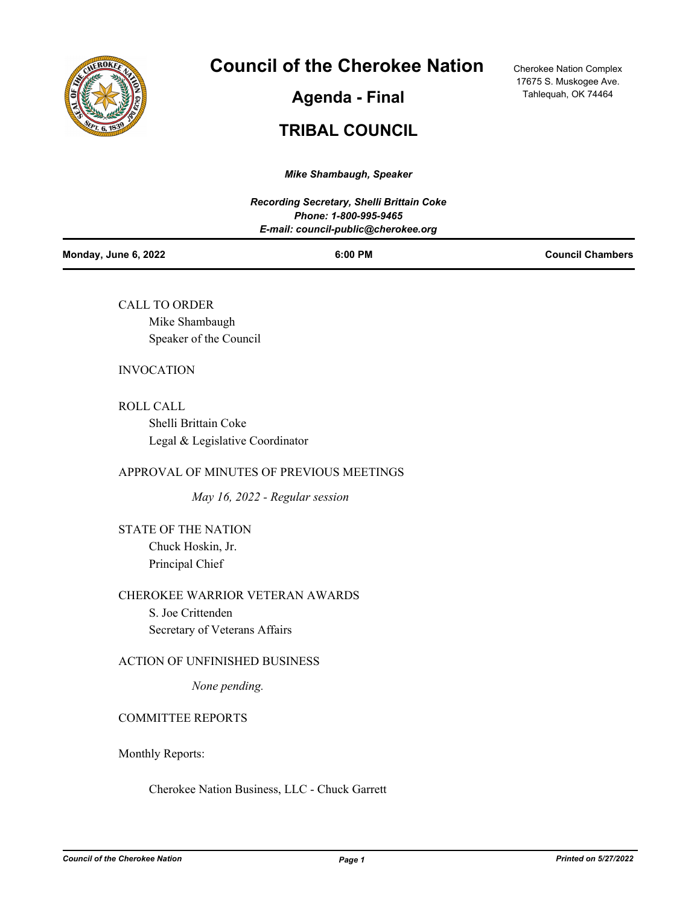# Council of the Cherokee Nation

## Agenda - Final

## TRIBAL COUNCIL

Cherokee Nation Complex
17675 S. Muskogee Ave.
Tahlequah, OK 74464

***Mike Shambaugh, Speaker***

***Recording Secretary, Shelli Brittain Coke***
***Phone: 1-800-995-9465***
***E-mail: council-public@cherokee.org***

| **Monday, June 6, 2022** | **6:00 PM** | **Council Chambers** |
|---|---|---|

CALL TO ORDER
Mike Shambaugh
Speaker of the Council

INVOCATION

ROLL CALL
Shelli Brittain Coke
Legal & Legislative Coordinator

APPROVAL OF MINUTES OF PREVIOUS MEETINGS

*May 16, 2022 - Regular session*

STATE OF THE NATION
Chuck Hoskin, Jr.
Principal Chief

CHEROKEE WARRIOR VETERAN AWARDS
S. Joe Crittenden
Secretary of Veterans Affairs

ACTION OF UNFINISHED BUSINESS

*None pending.*

COMMITTEE REPORTS

Monthly Reports:

Cherokee Nation Business, LLC - Chuck Garrett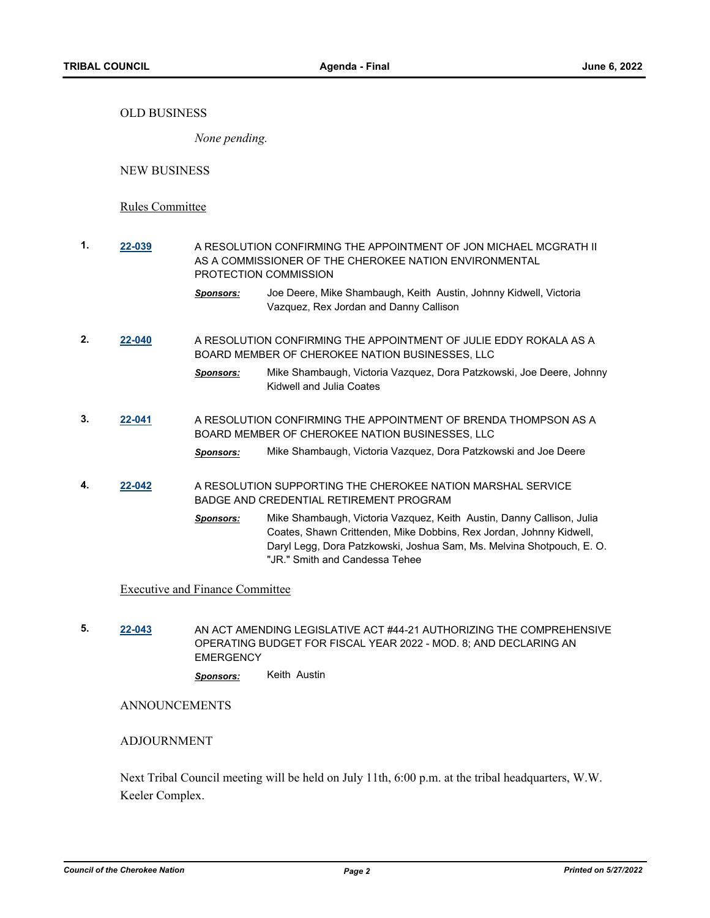OLD BUSINESS

*None pending.*

NEW BUSINESS

Rules Committee

**1.** **22-039** A RESOLUTION CONFIRMING THE APPOINTMENT OF JON MICHAEL MCGRATH II AS A COMMISSIONER OF THE CHEROKEE NATION ENVIRONMENTAL PROTECTION COMMISSION

*Sponsors:* Joe Deere, Mike Shambaugh, Keith Austin, Johnny Kidwell, Victoria Vazquez, Rex Jordan and Danny Callison

**2.** **22-040** A RESOLUTION CONFIRMING THE APPOINTMENT OF JULIE EDDY ROKALA AS A BOARD MEMBER OF CHEROKEE NATION BUSINESSES, LLC

*Sponsors:* Mike Shambaugh, Victoria Vazquez, Dora Patzkowski, Joe Deere, Johnny Kidwell and Julia Coates

**3.** **22-041** A RESOLUTION CONFIRMING THE APPOINTMENT OF BRENDA THOMPSON AS A BOARD MEMBER OF CHEROKEE NATION BUSINESSES, LLC

*Sponsors:* Mike Shambaugh, Victoria Vazquez, Dora Patzkowski and Joe Deere

**4.** **22-042** A RESOLUTION SUPPORTING THE CHEROKEE NATION MARSHAL SERVICE BADGE AND CREDENTIAL RETIREMENT PROGRAM

*Sponsors:* Mike Shambaugh, Victoria Vazquez, Keith Austin, Danny Callison, Julia Coates, Shawn Crittenden, Mike Dobbins, Rex Jordan, Johnny Kidwell, Daryl Legg, Dora Patzkowski, Joshua Sam, Ms. Melvina Shotpouch, E. O. "JR." Smith and Candessa Tehee

Executive and Finance Committee

**5.** **22-043** AN ACT AMENDING LEGISLATIVE ACT #44-21 AUTHORIZING THE COMPREHENSIVE OPERATING BUDGET FOR FISCAL YEAR 2022 - MOD. 8; AND DECLARING AN EMERGENCY

*Sponsors:* Keith Austin

ANNOUNCEMENTS

ADJOURNMENT

Next Tribal Council meeting will be held on July 11th, 6:00 p.m. at the tribal headquarters, W.W. Keeler Complex.